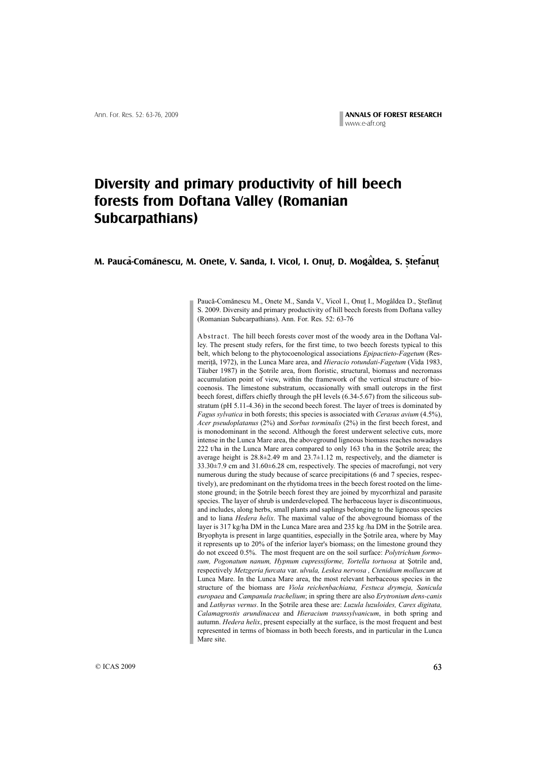# Diversity and primary productivity of hill beech forests from Doftana Valley (Romanian Subcarpathians)

**M. Paucă-Comănescu, M. Onete, V. Sanda, I. Vicol, I. Onuţ, D. Mogâldea, S. Ştefănuţ**

Paucă-Comănescu M., Onete M., Sanda V., Vicol I., Onuţ I., Mogâldea D., Ştefănuţ S. 2009. Diversity and primary productivity of hill beech forests from Doftana valley (Romanian Subcarpathians). Ann. For. Res. 52: 63-76

Abstract. The hill beech forests cover most of the woody area in the Doftana Valley. The present study refers, for the first time, to two beech forests typical to this belt, which belong to the phytocoenological associations *Epipactieto-Fagetum* (Resmeriţă, 1972), in the Lunca Mare area, and *Hieracio rotundati-Fagetum* (Vida 1983, Täuber 1987) in the Şotrile area, from floristic, structural, biomass and necromass accumulation point of view, within the framework of the vertical structure of biocoenosis. The limestone substratum, occasionally with small outcrops in the first beech forest, differs chiefly through the pH levels (6.34-5.67) from the siliceous substratum (pH 5.11-4.36) in the second beech forest. The layer of trees is dominated by *Fagus sylvatica* in both forests; this species is associated with *Cerasus avium* (4.5%), *Acer pseudoplatanus* (2%) and *Sorbus torminalis* (2%) in the first beech forest, and is monodominant in the second. Although the forest underwent selective cuts, more intense in the Lunca Mare area, the aboveground ligneous biomass reaches nowadays 222 t/ha in the Lunca Mare area compared to only 163 t/ha in the Şotrile area; the average height is 28.8±2.49 m and 23.7±1.12 m, respectively, and the diameter is 33.30±7.9 cm and 31.60±6.28 cm, respectively. The species of macrofungi, not very numerous during the study because of scarce precipitations (6 and 7 species, respectively), are predominant on the rhytidoma trees in the beech forest rooted on the limestone ground; in the Şotrile beech forest they are joined by mycorrhizal and parasite species. The layer of shrub is underdeveloped. The herbaceous layer is discontinuous, and includes, along herbs, small plants and saplings belonging to the ligneous species and to liana *Hedera helix*. The maximal value of the aboveground biomass of the layer is 317 kg/ha DM in the Lunca Mare area and 235 kg /ha DM in the Şotrile area. Bryophyta is present in large quantities, especially in the Şotrile area, where by May it represents up to 20% of the inferior layer's biomass; on the limestone ground they do not exceed 0.5%. The most frequent are on the soil surface: *Polytrichum formosum, Pogonatum nanum, Hypnum cupressiforme, Tortella tortuosa* at Şotrile and, respectively *Metzgeria furcata* var. *ulvula, Leskea nervosa , Ctenidium molluscum* at Lunca Mare. In the Lunca Mare area, the most relevant herbaceous species in the structure of the biomass are *Viola reichenbachiana, Festuca drymeja, Sanicula europaea* and *Campanula trachelium*; in spring there are also *Erytronium dens-canis* and *Lathyrus vernus*. In the Şotrile area these are: *Luzula luzuloides, Carex digitata, Calamagrostis arundinacea* and *Hieracium transsylvanicum*, in both spring and autumn. *Hedera helix*, present especially at the surface, is the most frequent and best represented in terms of biomass in both beech forests, and in particular in the Lunca Mare site.

© ICAS 2009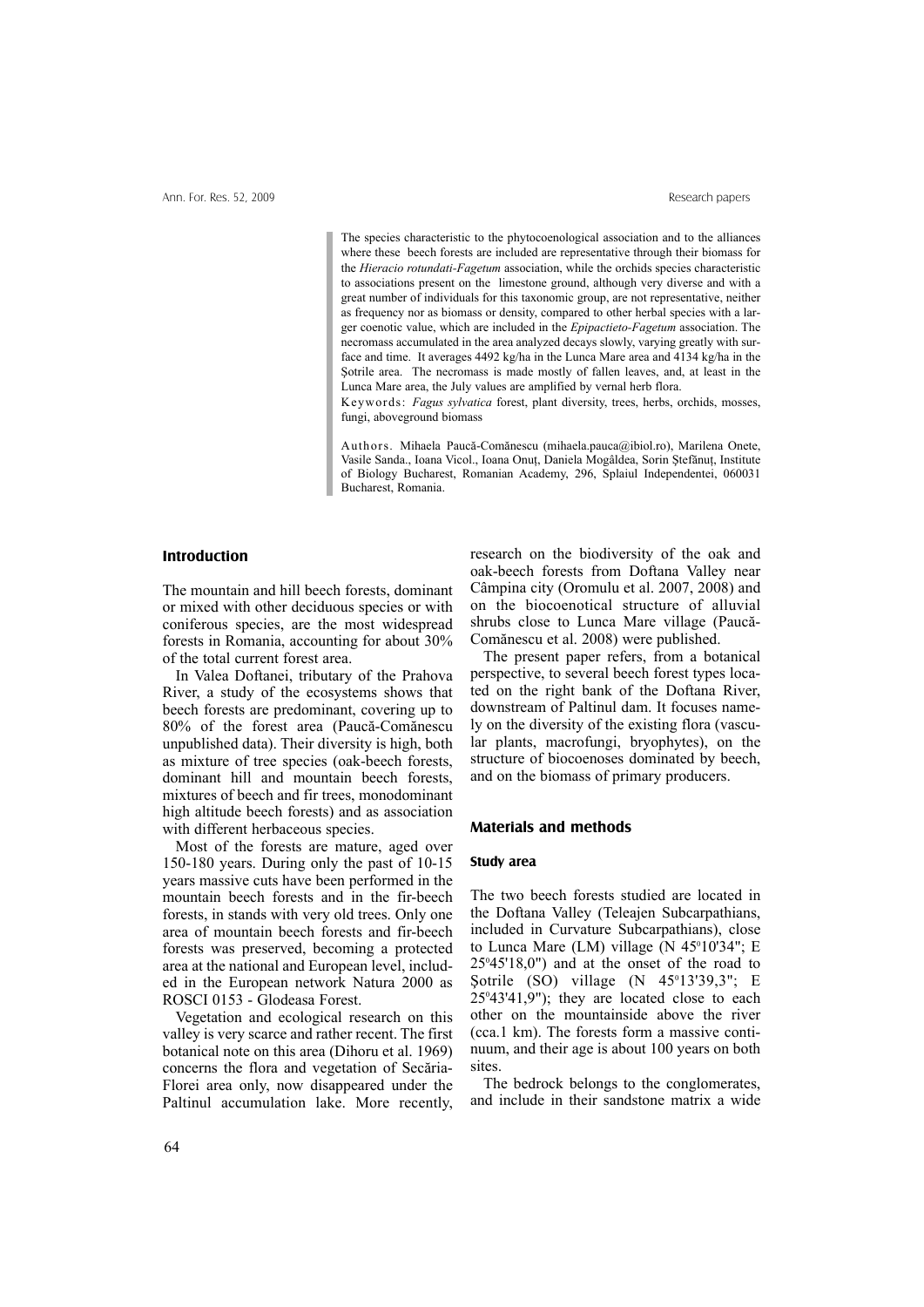The species characteristic to the phytocoenological association and to the alliances where these beech forests are included are representative through their biomass for the *Hieracio rotundati-Fagetum* association, while the orchids species characteristic to associations present on the limestone ground, although very diverse and with a great number of individuals for this taxonomic group, are not representative, neither as frequency nor as biomass or density, compared to other herbal species with a larger coenotic value, which are included in the *Epipactieto-Fagetum* association. The necromass accumulated in the area analyzed decays slowly, varying greatly with surface and time. It averages 4492 kg/ha in the Lunca Mare area and 4134 kg/ha in the Şotrile area. The necromass is made mostly of fallen leaves, and, at least in the Lunca Mare area, the July values are amplified by vernal herb flora.

Keywords: *Fagus sylvatica* forest, plant diversity, trees, herbs, orchids, mosses, fungi, aboveground biomass

Authors. Mihaela Paucă-Comănescu (mihaela.pauca@ibiol.ro), Marilena Onete, Vasile Sanda., Ioana Vicol., Ioana Onuţ, Daniela Mogâldea, Sorin Ştefănuţ, Institute of Biology Bucharest, Romanian Academy, 296, Splaiul Independentei, 060031 Bucharest, Romania.

## Introduction

The mountain and hill beech forests, dominant or mixed with other deciduous species or with coniferous species, are the most widespread forests in Romania, accounting for about 30% of the total current forest area.

In Valea Doftanei, tributary of the Prahova River, a study of the ecosystems shows that beech forests are predominant, covering up to 80% of the forest area (Paucă-Comănescu unpublished data). Their diversity is high, both as mixture of tree species (oak-beech forests, dominant hill and mountain beech forests, mixtures of beech and fir trees, monodominant high altitude beech forests) and as association with different herbaceous species.

Most of the forests are mature, aged over 150-180 years. During only the past of 10-15 years massive cuts have been performed in the mountain beech forests and in the fir-beech forests, in stands with very old trees. Only one area of mountain beech forests and fir-beech forests was preserved, becoming a protected area at the national and European level, included in the European network Natura 2000 as ROSCI 0153 - Glodeasa Forest.

Vegetation and ecological research on this valley is very scarce and rather recent. The first botanical note on this area (Dihoru et al. 1969) concerns the flora and vegetation of Secăria-Florei area only, now disappeared under the Paltinul accumulation lake. More recently, research on the biodiversity of the oak and oak-beech forests from Doftana Valley near Câmpina city (Oromulu et al. 2007, 2008) and on the biocoenotical structure of alluvial shrubs close to Lunca Mare village (Paucă-Comănescu et al. 2008) were published.

The present paper refers, from a botanical perspective, to several beech forest types located on the right bank of the Doftana River, downstream of Paltinul dam. It focuses namely on the diversity of the existing flora (vascular plants, macrofungi, bryophytes), on the structure of biocoenoses dominated by beech, and on the biomass of primary producers.

## Materials and methods

### Study area

The two beech forests studied are located in the Doftana Valley (Teleajen Subcarpathians, included in Curvature Subcarpathians), close to Lunca Mare (LM) village (N 45°10'34"; E 25°45'18,0") and at the onset of the road to Şotrile (SO) village (N 45°13'39,3"; E 25°43'41,9"); they are located close to each other on the mountainside above the river (cca.1 km). The forests form a massive continuum, and their age is about 100 years on both sites.

The bedrock belongs to the conglomerates, and include in their sandstone matrix a wide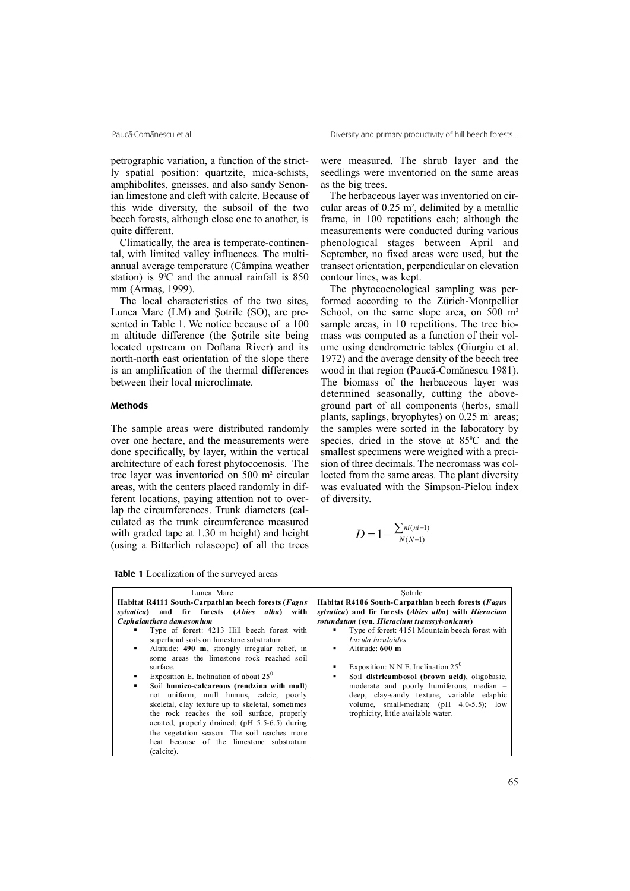petrographic variation, a function of the strictly spatial position: quartzite, mica-schists, amphibolites, gneisses, and also sandy Senonian limestone and cleft with calcite. Because of this wide diversity, the subsoil of the two beech forests, although close one to another, is quite different.

Climatically, the area is temperate-continental, with limited valley influences. The multiannual average temperature (Câmpina weather station) is 9°C and the annual rainfall is 850 mm (Armaş, 1999).

The local characteristics of the two sites, Lunca Mare (LM) and Şotrile (SO), are presented in Table 1. We notice because of a 100 m altitude difference (the Şotrile site being located upstream on Doftana River) and its north-north east orientation of the slope there is an amplification of the thermal differences between their local microclimate.

## Methods

The sample areas were distributed randomly over one hectare, and the measurements were done specifically, by layer, within the vertical architecture of each forest phytocoenosis. The tree layer was inventoried on 500 m² circular areas, with the centers placed randomly in different locations, paying attention not to overlap the circumferences. Trunk diameters (calculated as the trunk circumference measured with graded tape at 1.30 m height) and height (using a Bitterlich relascope) of all the trees were measured. The shrub layer and the seedlings were inventoried on the same areas as the big trees.

The herbaceous layer was inventoried on circular areas of 0.25 m², delimited by a metallic frame, in 100 repetitions each; although the measurements were conducted during various phenological stages between April and September, no fixed areas were used, but the transect orientation, perpendicular on elevation contour lines, was kept.

The phytocoenological sampling was performed according to the Zürich-Montpellier School, on the same slope area, on 500 m² sample areas, in 10 repetitions. The tree biomass was computed as a function of their volume using dendrometric tables (Giurgiu et al. 1972) and the average density of the beech tree wood in that region (Paucă-Comănescu 1981). The biomass of the herbaceous layer was determined seasonally, cutting the aboveground part of all components (herbs, small plants, saplings, bryophytes) on 0.25 m² areas; the samples were sorted in the laboratory by species, dried in the stove at 85°C and the smallest specimens were weighed with a precision of three decimals. The necromass was collected from the same areas. The plant diversity was evaluated with the Simpson-Pielou index of diversity.

$$D = 1 - \frac{\sum ni(ni-1)}{N(N-1)}$$

**Table 1** Localization of the surveyed areas

| Lunca Mare | Şotrile |
|---|---|
| **Habitat R4111 South-Carpathian beech forests (*Fagus sylvatica*) and fir forests (*Abies alba*) with *Cephalanthera damasonium*** | **Habitat R4106 South-Carpathian beech forests (*Fagus sylvatica*) and fir forests (*Abies alba*) with *Hieracium rotundatum* (syn. *Hieracium transsylvanicum*)** |
| ▪ Type of forest: 4213 Hill beech forest with superficial soils on limestone substratum | ▪ Type of forest: 4151 Mountain beech forest with *Luzula luzuloides* |
| ▪ Altitude: **490 m**, strongly irregular relief, in some areas the limestone rock reached soil surface. | ▪ Altitude: **600 m** |
| ▪ Exposition E. Inclination of about 25⁰ | ▪ Exposition: N N E. Inclination 25⁰ |
| ▪ Soil **humico-calcareous (rendzina with mull)** not uniform, mull humus, calcic, poorly skeletal, clay texture up to skeletal, sometimes the rock reaches the soil surface, properly aerated, properly drained; (pH 5.5-6.5) during the vegetation season. The soil reaches more heat because of the limestone substratum (calcite). | ▪ Soil **districambosol (brown acid)**, oligobasic, moderate and poorly humiferous, median – deep, clay-sandy texture, variable edaphic volume, small-median; (pH 4.0-5.5); low trophicity, little available water. |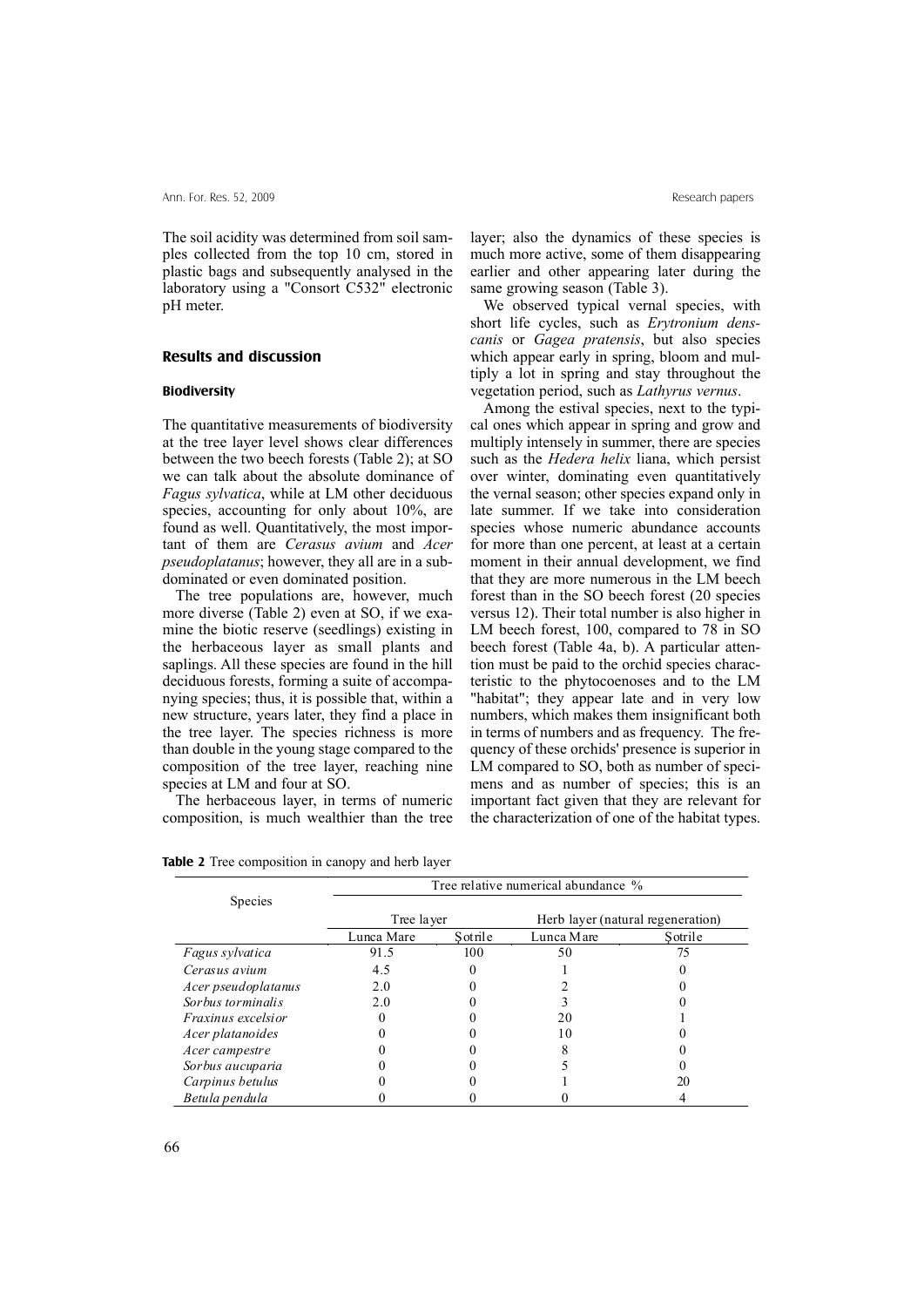The soil acidity was determined from soil samples collected from the top 10 cm, stored in plastic bags and subsequently analysed in the laboratory using a "Consort C532" electronic pH meter.

## Results and discussion

### Biodiversity

The quantitative measurements of biodiversity at the tree layer level shows clear differences between the two beech forests (Table 2); at SO we can talk about the absolute dominance of *Fagus sylvatica*, while at LM other deciduous species, accounting for only about 10%, are found as well. Quantitatively, the most important of them are *Cerasus avium* and *Acer pseudoplatanus*; however, they all are in a subdominated or even dominated position.

The tree populations are, however, much more diverse (Table 2) even at SO, if we examine the biotic reserve (seedlings) existing in the herbaceous layer as small plants and saplings. All these species are found in the hill deciduous forests, forming a suite of accompanying species; thus, it is possible that, within a new structure, years later, they find a place in the tree layer. The species richness is more than double in the young stage compared to the composition of the tree layer, reaching nine species at LM and four at SO.

The herbaceous layer, in terms of numeric composition, is much wealthier than the tree layer; also the dynamics of these species is much more active, some of them disappearing earlier and other appearing later during the same growing season (Table 3).

We observed typical vernal species, with short life cycles, such as *Erytronium dens-canis* or *Gagea pratensis*, but also species which appear early in spring, bloom and multiply a lot in spring and stay throughout the vegetation period, such as *Lathyrus vernus*.

Among the estival species, next to the typical ones which appear in spring and grow and multiply intensely in summer, there are species such as the *Hedera helix* liana, which persist over winter, dominating even quantitatively the vernal season; other species expand only in late summer. If we take into consideration species whose numeric abundance accounts for more than one percent, at least at a certain moment in their annual development, we find that they are more numerous in the LM beech forest than in the SO beech forest (20 species versus 12). Their total number is also higher in LM beech forest, 100, compared to 78 in SO beech forest (Table 4a, b). A particular attention must be paid to the orchid species characteristic to the phytocoenoses and to the LM "habitat"; they appear late and in very low numbers, which makes them insignificant both in terms of numbers and as frequency. The frequency of these orchids' presence is superior in LM compared to SO, both as number of specimens and as number of species; this is an important fact given that they are relevant for the characterization of one of the habitat types.

**Table 2** Tree composition in canopy and herb layer

| Species | Tree relative numerical abundance % | | | |
|---|---|---|---|---|
| | Tree layer | | Herb layer (natural regeneration) | |
| | Lunca Mare | Şotrile | Lunca Mare | Şotrile |
| *Fagus sylvatica* | 91.5 | 100 | 50 | 75 |
| *Cerasus avium* | 4.5 | 0 | 1 | 0 |
| *Acer pseudoplatanus* | 2.0 | 0 | 2 | 0 |
| *Sorbus torminalis* | 2.0 | 0 | 3 | 0 |
| *Fraxinus excelsior* | 0 | 0 | 20 | 1 |
| *Acer platanoides* | 0 | 0 | 10 | 0 |
| *Acer campestre* | 0 | 0 | 8 | 0 |
| *Sorbus aucuparia* | 0 | 0 | 5 | 0 |
| *Carpinus betulus* | 0 | 0 | 1 | 20 |
| *Betula pendula* | 0 | 0 | 0 | 4 |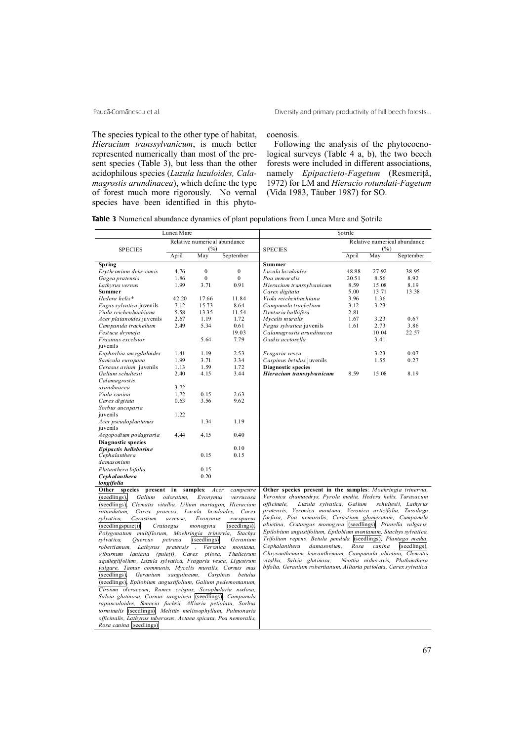The species typical to the other type of habitat, *Hieracium transsylvanicum*, is much better represented numerically than most of the present species (Table 3), but less than the other acidophilous species (*Luzula luzuloides, Calamagrostis arundinacea*), which define the type of forest much more rigorously. No vernal species have been identified in this phytocoenosis.

Following the analysis of the phytocoenological surveys (Table 4 a, b), the two beech forests were included in different associations, namely *Epipactieto-Fagetum* (Resmeriţă, 1972) for LM and *Hieracio rotundati-Fagetum* (Vida 1983, Täuber 1987) for SO.

**Table 3** Numerical abundance dynamics of plant populations from Lunca Mare and Şotrile

| Lunca Mare | | | | Şotrile | | | |
|---|---|---|---|---|---|---|---|
| SPECIES | Relative numerical abundance (%) | | | SPECIES | Relative numerical abundance (%) | | |
| | April | May | September | | April | May | September |
| **Spring** | | | | **Summer** | | | |
| *Erythronium dens-canis* | 4.76 | 0 | 0 | *Luzula luzuloides* | 48.88 | 27.92 | 38.95 |
| *Gagea pratensis* | 1.86 | 0 | 0 | *Poa nemoralis* | 20.51 | 8.56 | 8.92 |
| *Lathyrus vernus* | 1.99 | 3.71 | 0.91 | *Hieracium transsylvanicum* | 8.59 | 15.08 | 8.19 |
| **Summer** | | | | *Carex digitata* | 5.00 | 13.71 | 13.38 |
| *Hedera helix*\* | 42.20 | 17.66 | 11.84 | *Viola reichenbachiana* | 3.96 | 1.36 | |
| *Fagus sylvatica* juvenils | 7.12 | 15.73 | 8.64 | *Campanula trachelium* | 3.12 | 3.23 | |
| *Viola reichenbachiana* | 5.58 | 13.35 | 11.54 | *Dentaria bulbifera* | 2.81 | | |
| *Acer platanoides* juvenils | 2.67 | 1.19 | 1.72 | *Mycelis muralis* | 1.67 | 3.23 | 0.67 |
| *Campanula trachelium* | 2.49 | 5.34 | 0.61 | *Fagus sylvatica* juvenils | 1.61 | 2.73 | 3.86 |
| *Festuca drymeja* | | | 19.03 | *Calamagrostis arundinacea* | | 10.04 | 22.57 |
| *Fraxinus excelsior* juvenils | | 5.64 | 7.79 | *Oxalis acetosella* | | 3.41 | |
| *Euphorbia amygdaloides* | 1.41 | 1.19 | 2.53 | *Fragaria vesca* | | 3.23 | 0.07 |
| *Sanicula europaea* | 1.99 | 3.71 | 3.34 | *Carpinus betulus* juvenils | | 1.55 | 0.27 |
| *Cerasus avium* juvenils | 1.13 | 1.59 | 1.72 | **Diagnostic species** | | | |
| *Galium schultesii* | 2.40 | 4.15 | 3.44 | ***Hieracium transsylvanicum*** | 8.59 | 15.08 | 8.19 |
| *Calamagrostis arundinacea* | 3.72 | | | | | | |
| *Viola canina* | 1.72 | 0.15 | 2.63 | | | | |
| *Carex digitata* | 0.63 | 3.56 | 9.62 | | | | |
| *Sorbus aucuparia* juvenils | 1.22 | | | | | | |
| *Acer pseudoplantanus* juvenils | | 1.34 | 1.19 | | | | |
| *Aegopodium podagraria* | 4.44 | 4.15 | 0.40 | | | | |
| **Diagnostic species** | | | | | | | |
| ***Epipactis helleborine*** | | | 0.10 | | | | |
| *Cephalanthera damasonium* | | 0.15 | 0.15 | | | | |
| *Platanthera bifolia* | | 0.15 | | | | | |
| ***Cephalanthera longifolia*** | | 0.20 | | | | | |
| **Other species present in samples**: *Acer campestre* (seedlings), *Galium odoratum, Evonymus verrucosa* (seedlings), *Clematis vitalba, Lilium martagon, Hieracium rotundatum, Carex praecox, Luzula luzuloides, Carex sylvatica, Cerastium arvense, Evonymus europaeus* (seedlingspuieţi), *Crataegus monogyna* (seedlings), *Polygonatum multiflorum, Moehringia trinervia, Stachys sylvatica, Quercus petraea* (seedlings) *Geranium robertianum, Lathyrus pratensis , Veronica montana, Viburnum lantana (puieţi), Carex pilosa, Thalictrum aquilegiifolium, Luzula sylvatica, Fragaria vesca, Ligustrum vulgare, Tamus communis, Mycelis muralis, Cornus mas* (seedlings), *Geranium sanguineum, Carpinus betulus* (seedlings), *Epilobium angustifolium, Galium pedemontanum, Cirsium oleraceum, Rumex crispus, Scrophularia nodosa, Salvia glutinosa, Cornus sanguinea* (seedlings), *Campanula rapunculoides, Senecio fuchsii, Alliaria petiolata, Sorbus torminalis* (seedlings) *Melittis melissophyllum, Pulmonaria officinalis, Lathyrus tuberosus, Actaea spicata, Poa nemoralis, Rosa canina* (seedlings) | | | | **Other species present in the samples**: *Moehringia trinervia, Veronica chamaedrys, Pyrola media, Hedera helix, Taraxacum officinale, Luzula sylvatica, Galium schultesii, Lathyrus pratensis, Veronica montana, Veronica urticifolia, Tussilago farfara, Poa nemoralis, Cerastium glomeratum, Campanula abietina, Crataegus monogyna* (seedlings), *Prunella vulgaris, Epilobium angustifolium, Epilobium montanum, Stachys sylvatica, Trifolium repens, Betula pendula* (seedlings), *Plantago media, Cephalanthera damasonium, Rosa canina* (seedlings), *Chrysanthemum leucanthemum, Campanula abietina, Clematis vitalba, Salvia glutinosa, Neottia nidus-avis, Plathanthera bifolia, Geranium robertianum, Alliaria petiolata, Carex sylvatica* | | | |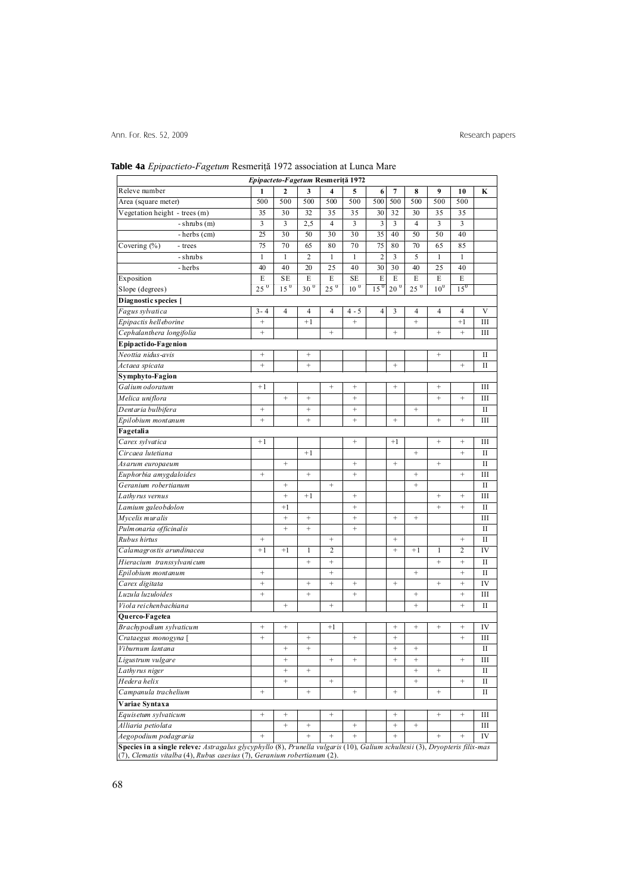**Table 4a** *Epipactieto-Fagetum* Resmeriță 1972 association at Lunca Mare

| *Epipacteto-Fagetum* Resmeriță 1972 | | | | | | | | | | | |
|---|---|---|---|---|---|---|---|---|---|---|---|
| Releve number | 1 | 2 | 3 | 4 | 5 | 6 | 7 | 8 | 9 | 10 | K |
| Area (square meter) | 500 | 500 | 500 | 500 | 500 | 500 | 500 | 500 | 500 | 500 | |
| Vegetation height - trees (m) | 35 | 30 | 32 | 35 | 35 | 30 | 32 | 30 | 35 | 35 | |
| - shrubs (m) | 3 | 3 | 2,5 | 4 | 3 | 3 | 3 | 4 | 3 | 3 | |
| - herbs (cm) | 25 | 30 | 50 | 30 | 30 | 35 | 40 | 50 | 50 | 40 | |
| Covering (%) - trees | 75 | 70 | 65 | 80 | 70 | 75 | 80 | 70 | 65 | 85 | |
| - shrubs | 1 | 1 | 2 | 1 | 1 | 2 | 3 | 5 | 1 | 1 | |
| - herbs | 40 | 40 | 20 | 25 | 40 | 30 | 30 | 40 | 25 | 40 | |
| Exposition | E | SE | E | E | SE | E | E | E | E | E | |
| Slope (degrees) | 25 ⁰ | 15 ⁰ | 30 ⁰ | 25 ⁰ | 10 ⁰ | 15 ⁰ | 20 ⁰ | 25 ⁰ | 10⁰ | 15⁰ | |
| **Diagnostic species [** | | | | | | | | | | | |
| *Fagus sylvatica* | 3 - 4 | 4 | 4 | 4 | 4 - 5 | 4 | 3 | 4 | 4 | 4 | V |
| *Epipactis helleborine* | + | | +1 | | + | | | + | | +1 | III |
| *Cephalanthera longifolia* | + | | | + | | | + | | + | + | III |
| **Epipactido-Fagenion** | | | | | | | | | | | |
| *Neottia nidus-avis* | + | | + | | | | | | + | | II |
| *Actaea spicata* | + | | + | | | | + | | | + | II |
| **Symphyto-Fagion** | | | | | | | | | | | |
| *Galium odoratum* | +1 | | | + | + | | + | | + | | III |
| *Melica uniflora* | | + | + | | + | | | | + | + | III |
| *Dentaria bulbifera* | + | | + | | + | | | + | | | II |
| *Epilobium montanum* | + | | + | | + | | + | | + | + | III |
| **Fagetalia** | | | | | | | | | | | |
| *Carex sylvatica* | +1 | | | | + | | +1 | | + | + | III |
| *Circaea lutetiana* | | | +1 | | | | | + | | + | II |
| *Asarum europaeum* | | + | | | + | | + | | + | | II |
| *Euphorbia amygdaloides* | + | | + | | + | | | + | | + | III |
| *Geranium robertianum* | | + | | + | | | | + | | | II |
| *Lathyrus vernus* | | + | +1 | | + | | | | + | + | III |
| *Lamium galeobdolon* | | +1 | | | + | | | | + | + | II |
| *Mycelis muralis* | | + | + | | + | | + | + | | | III |
| *Pulmonaria officinalis* | | + | + | | + | | | | | | II |
| *Rubus hirtus* | + | | | + | | | + | | | + | II |
| *Calamagrostis arundinacea* | +1 | +1 | 1 | 2 | | | + | +1 | 1 | 2 | IV |
| *Hieracium transsylvanicum* | | | + | + | | | | | + | + | II |
| *Epilobium montanum* | + | | | + | | | | + | | + | II |
| *Carex digitata* | + | | + | + | + | | + | | + | + | IV |
| *Luzula luzuloides* | + | | + | | + | | | + | | + | III |
| *Viola reichenbachiana* | | + | | + | | | | + | | + | II |
| **Querco-Fagetea** | | | | | | | | | | | |
| *Brachypodium sylvaticum* | + | + | | +1 | | | + | + | + | + | IV |
| *Crataegus monogyna* [ | + | | + | | + | | + | | | + | III |
| *Viburnum lantana* | | + | + | | | | + | + | | | II |
| *Ligustrum vulgare* | | + | | + | + | | + | + | | + | III |
| *Lathyrus niger* | | + | + | | | | | + | + | | II |
| *Hedera helix* | | + | | + | | | | + | | + | II |
| *Campanula trachelium* | + | | + | | + | | + | | + | | II |
| **Variae Syntaxa** | | | | | | | | | | | |
| *Equisetum sylvaticum* | + | + | | + | | | + | | + | + | III |
| *Alliaria petiolata* | | + | + | | + | | + | + | | | III |
| *Aegopodium podagraria* | + | | + | + | + | | + | | + | + | IV |

**Species in a single releve***:* *Astragalus glycyphyllo* (8), *Prunella vulgaris* (10), *Galium schultesii* (3), *Dryopteris filix-mas* (7), *Clematis vitalba* (4), *Rubus caesius* (7), *Geranium robertianum* (2).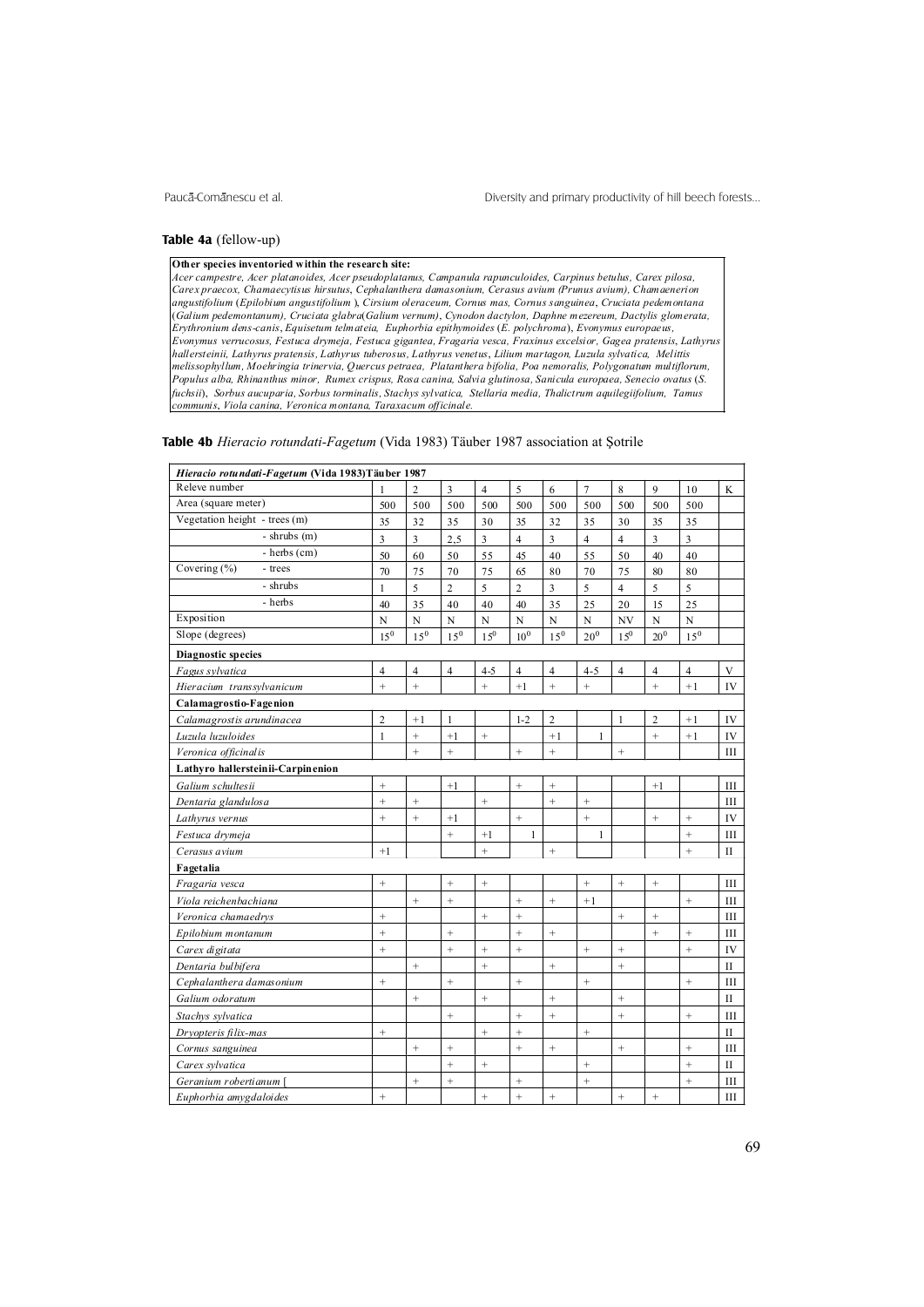**Table 4a** (fellow-up)

**Other species inventoried within the research site:**
*Acer campestre, Acer platanoides, Acer pseudoplatanus, Campanula rapunculoides, Carpinus betulus, Carex pilosa, Carex praecox, Chamaecytisus hirsutus, Cephalanthera damasonium, Cerasus avium (Prunus avium), Chamaenerion angustifolium* (*Epilobium angustifolium* ), *Cirsium oleraceum, Cornus mas, Cornus sanguinea*, *Cruciata pedemontana* (*Galium pedemontanum), Cruciata glabra*(*Galium vernum)*, *Cynodon dactylon, Daphne mezereum, Dactylis glomerata, Erythronium dens-canis*, *Equisetum telmateia, Euphorbia epithymoides* (*E. polychroma*), *Evonymus europaeus*, *Evonymus verrucosus, Festuca drymeja, Festuca gigantea, Fragaria vesca, Fraxinus excelsior, Gagea pratensis*, *Lathyrus hallersteinii, Lathyrus pratensis, Lathyrus tuberosus, Lathyrus venetus*, *Lilium martagon, Luzula sylvatica, Melittis melissophyllum, Moehringia trinervia, Quercus petraea, Platanthera bifolia, Poa nemoralis, Polygonatum multiflorum, Populus alba, Rhinanthus minor, Rumex crispus, Rosa canina, Salvia glutinosa, Sanicula europaea, Senecio ovatus* (*S. fuchsii*), *Sorbus aucuparia, Sorbus torminalis*, *Stachys sylvatica, Stellaria media, Thalictrum aquilegiifolium, Tamus communis*, *Viola canina, Veronica montana, Taraxacum officinale.*

**Table 4b** *Hieracio rotundati-Fagetum* (Vida 1983) Täuber 1987 association at Șotrile

| ***Hieracio rotundati-Fagetum* (Vida 1983) Täuber 1987** | | | | | | | | | | | |
|---|---|---|---|---|---|---|---|---|---|---|---|
| Releve number | 1 | 2 | 3 | 4 | 5 | 6 | 7 | 8 | 9 | 10 | K |
| Area (square meter) | 500 | 500 | 500 | 500 | 500 | 500 | 500 | 500 | 500 | 500 | |
| Vegetation height - trees (m) | 35 | 32 | 35 | 30 | 35 | 32 | 35 | 30 | 35 | 35 | |
| - shrubs (m) | 3 | 3 | 2,5 | 3 | 4 | 3 | 4 | 4 | 3 | 3 | |
| - herbs (cm) | 50 | 60 | 50 | 55 | 45 | 40 | 55 | 50 | 40 | 40 | |
| Covering (%) - trees | 70 | 75 | 70 | 75 | 65 | 80 | 70 | 75 | 80 | 80 | |
| - shrubs | 1 | 5 | 2 | 5 | 2 | 3 | 5 | 4 | 5 | 5 | |
| - herbs | 40 | 35 | 40 | 40 | 40 | 35 | 25 | 20 | 15 | 25 | |
| Exposition | N | N | N | N | N | N | N | NV | N | N | |
| Slope (degrees) | $15^0$ | $15^0$ | $15^0$ | $15^0$ | $10^0$ | $15^0$ | $20^0$ | $15^0$ | $20^0$ | $15^0$ | |
| **Diagnostic species** | | | | | | | | | | | |
| *Fagus sylvatica* | 4 | 4 | 4 | 4-5 | 4 | 4 | 4-5 | 4 | 4 | 4 | V |
| *Hieracium transsylvanicum* | + | + | | + | +1 | + | + | | + | +1 | IV |
| **Calamagrostio-Fagenion** | | | | | | | | | | | |
| *Calamagrostis arundinacea* | 2 | +1 | 1 | | 1-2 | 2 | | 1 | 2 | +1 | IV |
| *Luzula luzuloides* | 1 | + | +1 | + | | +1 | 1 | | + | +1 | IV |
| *Veronica officinalis* | | + | + | | + | + | | + | | | III |
| **Lathyro hallersteinii-Carpinenion** | | | | | | | | | | | |
| *Galium schultesii* | + | | +1 | | + | + | | | +1 | | III |
| *Dentaria glandulosa* | + | + | | + | | + | + | | | | III |
| *Lathyrus vernus* | + | + | +1 | | + | | + | | + | + | IV |
| *Festuca drymeja* | | | + | +1 | 1 | | 1 | | | + | III |
| *Cerasus avium* | +1 | | | + | | + | | | | + | II |
| **Fagetalia** | | | | | | | | | | | |
| *Fragaria vesca* | + | | + | + | | | + | + | + | | III |
| *Viola reichenbachiana* | | + | + | | + | + | +1 | | | + | III |
| *Veronica chamaedrys* | + | | | + | + | | | + | + | | III |
| *Epilobium montanum* | + | | + | | + | + | | | + | + | III |
| *Carex digitata* | + | | + | + | + | | + | + | | + | IV |
| *Dentaria bulbifera* | | + | | + | | + | | + | | | II |
| *Cephalanthera damasonium* | + | | + | | + | | + | | | + | III |
| *Galium odoratum* | | + | | + | | + | | + | | | II |
| *Stachys sylvatica* | | | + | | + | + | | + | | + | III |
| *Dryopteris filix-mas* | + | | | + | + | | + | | | | II |
| *Cornus sanguinea* | | + | + | | + | + | | + | | + | III |
| *Carex sylvatica* | | | + | + | | | + | | | + | II |
| *Geranium robertianum* [ | | + | + | | + | | + | | | + | III |
| *Euphorbia amygdaloides* | + | | | + | + | + | | + | + | | III |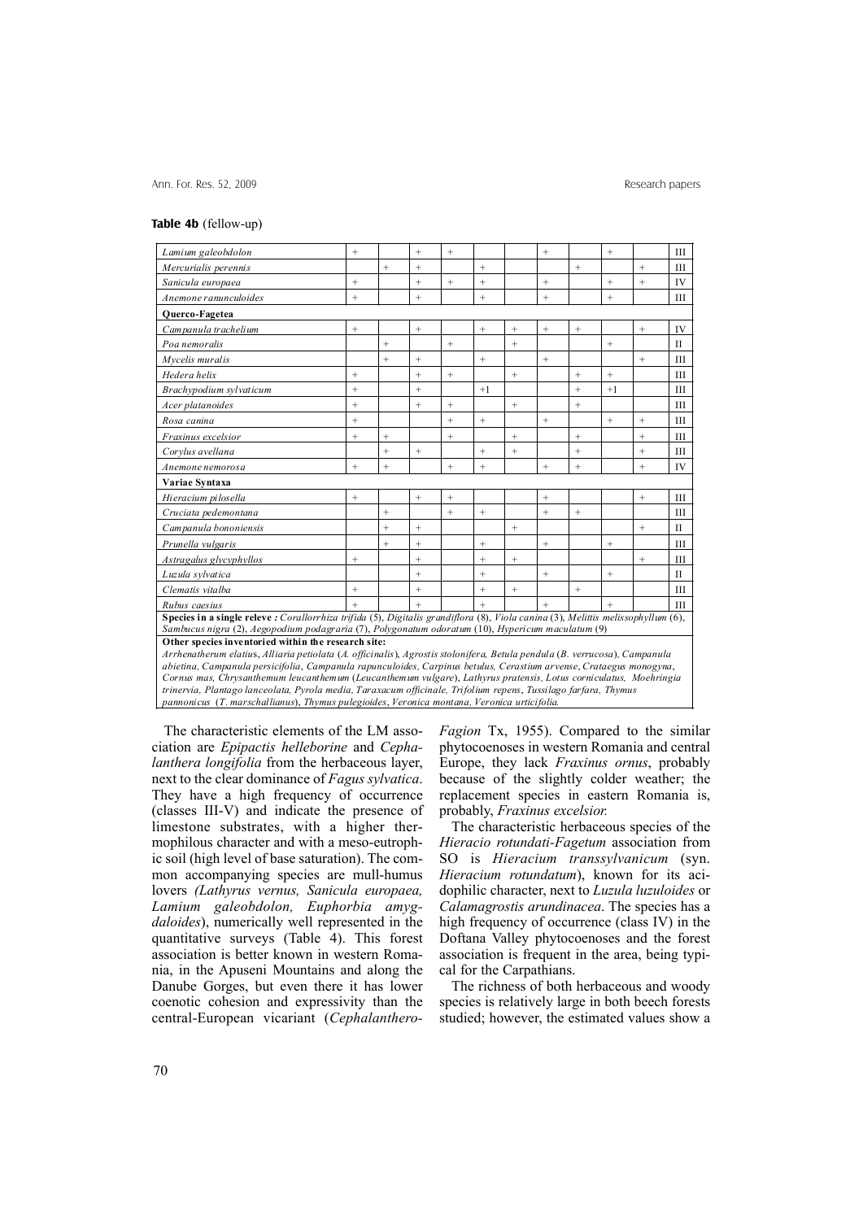**Table 4b** (fellow-up)

| Species | | | | | | | | | | | Class |
|---|---|---|---|---|---|---|---|---|---|---|---|
| *Lamium galeobdolon* | + | | + | + | | | + | | + | | III |
| *Mercurialis perennis* | | + | + | | + | | | + | | + | III |
| *Sanicula europaea* | + | | + | + | + | | + | | + | + | IV |
| *Anemone ranunculoides* | + | | + | | + | | + | | + | | III |
| **Querco-Fagetea** | | | | | | | | | | | |
| *Campanula trachelium* | + | | + | | + | + | + | + | | + | IV |
| *Poa nemoralis* | | + | | + | | + | | | + | | II |
| *Mycelis muralis* | | + | + | | + | | + | | | + | III |
| *Hedera helix* | + | | + | + | | + | | + | + | | III |
| *Brachypodium sylvaticum* | + | | + | | +1 | | | + | +1 | | III |
| *Acer platanoides* | + | | + | + | | + | | + | | | III |
| *Rosa canina* | + | | | + | + | | + | | + | + | III |
| *Fraxinus excelsior* | + | + | | + | | + | | + | | + | III |
| *Corylus avellana* | | + | + | | + | + | | + | | + | III |
| *Anemone nemorosa* | + | + | | + | + | | + | + | | + | IV |
| **Variae Syntaxa** | | | | | | | | | | | |
| *Hieracium pilosella* | + | | + | + | | | + | | | + | III |
| *Cruciata pedemontana* | | + | | + | + | | + | + | | | III |
| *Campanula bononiensis* | | + | + | | | + | | | | + | II |
| *Prunella vulgaris* | | + | + | | + | | + | | + | | III |
| *Astragalus glycyphyllos* | + | | + | | + | + | | | | + | III |
| *Luzula sylvatica* | | | + | | + | | + | | + | | II |
| *Clematis vitalba* | + | | + | | + | + | | + | | | III |
| *Rubus caesius* | + | | + | | + | | + | | + | | III |

**Species in a single releve :** *Corallorrhiza trifida* (5), *Digitalis grandiflora* (8), *Viola canina* (3), *Melittis melissophyllum* (6), *Sambucus nigra* (2), *Aegopodium podagraria* (7), *Polygonatum odoratum* (10), *Hypericum maculatum* (9)

**Other species inventoried within the research site:**
*Arrhenatherum elatius*, *Alliaria petiolata* (*A. officinalis*), *Agrostis stolonifera, Betula pendula* (*B. verrucosa*), *Campanula abietina, Campanula persicifolia*, *Campanula rapunculoides, Carpinus betulus, Cerastium arvense*, *Crataegus monogyna*, *Cornus mas, Chrysanthemum leucanthemum* (*Leucanthemum vulgare*), *Lathyrus pratensis, Lotus corniculatus, Moehringia trinervia, Plantago lanceolata, Pyrola media, Taraxacum officinale, Trifolium repens*, *Tussilago farfara, Thymus pannonicus* (*T. marschallianus*), *Thymus pulegioides*, *Veronica montana, Veronica urticifolia.*

The characteristic elements of the LM association are *Epipactis helleborine* and *Cephalanthera longifolia* from the herbaceous layer, next to the clear dominance of *Fagus sylvatica*. They have a high frequency of occurrence (classes III-V) and indicate the presence of limestone substrates, with a higher thermophilous character and with a meso-eutrophic soil (high level of base saturation). The common accompanying species are mull-humus lovers *(Lathyrus vernus, Sanicula europaea, Lamium galeobdolon, Euphorbia amygdaloides*), numerically well represented in the quantitative surveys (Table 4). This forest association is better known in western Romania, in the Apuseni Mountains and along the Danube Gorges, but even there it has lower coenotic cohesion and expressivity than the central-European vicariant (*Cephalanthero-Fagion* Tx, 1955). Compared to the similar phytocoenoses in western Romania and central Europe, they lack *Fraxinus ornus*, probably because of the slightly colder weather; the replacement species in eastern Romania is, probably, *Fraxinus excelsior.*

The characteristic herbaceous species of the *Hieracio rotundati-Fagetum* association from SO is *Hieracium transsylvanicum* (syn. *Hieracium rotundatum*), known for its acidophilic character, next to *Luzula luzuloides* or *Calamagrostis arundinacea*. The species has a high frequency of occurrence (class IV) in the Doftana Valley phytocoenoses and the forest association is frequent in the area, being typical for the Carpathians.

The richness of both herbaceous and woody species is relatively large in both beech forests studied; however, the estimated values show a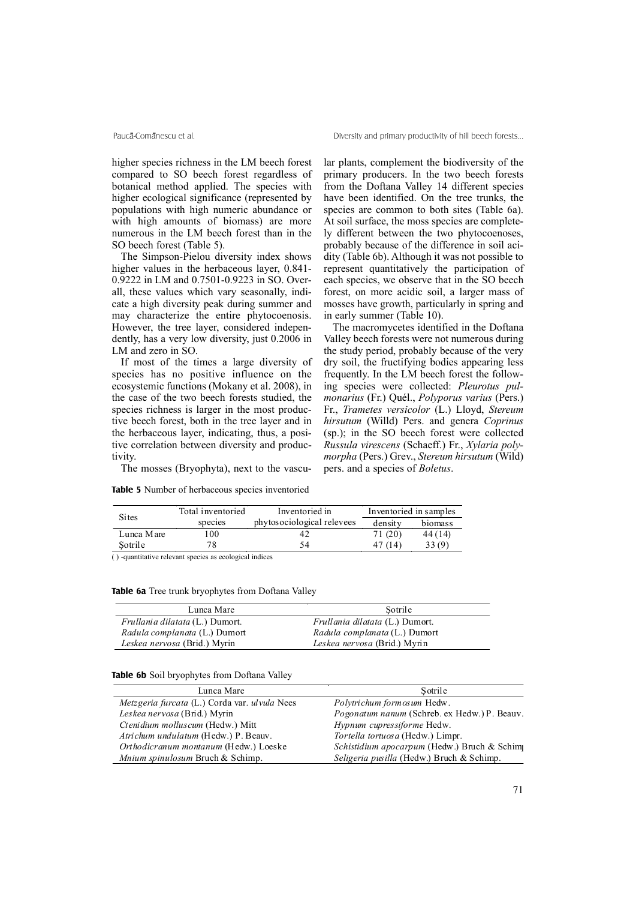higher species richness in the LM beech forest compared to SO beech forest regardless of botanical method applied. The species with higher ecological significance (represented by populations with high numeric abundance or with high amounts of biomass) are more numerous in the LM beech forest than in the SO beech forest (Table 5).

The Simpson-Pielou diversity index shows higher values in the herbaceous layer, 0.841-0.9222 in LM and 0.7501-0.9223 in SO. Overall, these values which vary seasonally, indicate a high diversity peak during summer and may characterize the entire phytocoenosis. However, the tree layer, considered independently, has a very low diversity, just 0.2006 in LM and zero in SO.

If most of the times a large diversity of species has no positive influence on the ecosystemic functions (Mokany et al. 2008), in the case of the two beech forests studied, the species richness is larger in the most productive beech forest, both in the tree layer and in the herbaceous layer, indicating, thus, a positive correlation between diversity and productivity.

The mosses (Bryophyta), next to the vascular plants, complement the biodiversity of the primary producers. In the two beech forests from the Doftana Valley 14 different species have been identified. On the tree trunks, the species are common to both sites (Table 6a). At soil surface, the moss species are completely different between the two phytocoenoses, probably because of the difference in soil acidity (Table 6b). Although it was not possible to represent quantitatively the participation of each species, we observe that in the SO beech forest, on more acidic soil, a larger mass of mosses have growth, particularly in spring and in early summer (Table 10).

The macromycetes identified in the Doftana Valley beech forests were not numerous during the study period, probably because of the very dry soil, the fructifying bodies appearing less frequently. In the LM beech forest the following species were collected: *Pleurotus pulmonarius* (Fr.) Quél., *Polyporus varius* (Pers.) Fr., *Trametes versicolor* (L.) Lloyd, *Stereum hirsutum* (Willd) Pers. and genera *Coprinus* (sp.); in the SO beech forest were collected *Russula virescens* (Schaeff.) Fr., *Xylaria polymorpha* (Pers.) Grev., *Stereum hirsutum* (Wild) pers. and a species of *Boletus*.

**Table 5** Number of herbaceous species inventoried

| Sites | Total inventoried species | Inventoried in phytosociological relevees | Inventoried in samples | |
|---|---|---|---|---|
| | | | density | biomass |
| Lunca Mare | 100 | 42 | 71 (20) | 44 (14) |
| Șotrile | 78 | 54 | 47 (14) | 33 (9) |

( ) -quantitative relevant species as ecological indices

**Table 6a** Tree trunk bryophytes from Doftana Valley

| Lunca Mare | Șotrile |
|---|---|
| *Frullania dilatata* (L.) Dumort. | *Frullania dilatata* (L.) Dumort. |
| *Radula complanata* (L.) Dumort | *Radula complanata* (L.) Dumort |
| *Leskea nervosa* (Brid.) Myrin | *Leskea nervosa* (Brid.) Myrin |

**Table 6b** Soil bryophytes from Doftana Valley

| Lunca Mare | Șotrile |
|---|---|
| *Metzgeria furcata* (L.) Corda var. *ulvula* Nees | *Polytrichum formosum* Hedw. |
| *Leskea nervosa* (Brid.) Myrin | *Pogonatum nanum* (Schreb. ex Hedw.) P. Beauv. |
| *Ctenidium molluscum* (Hedw.) Mitt | *Hypnum cupressiforme* Hedw. |
| *Atrichum undulatum* (Hedw.) P. Beauv. | *Tortella tortuosa* (Hedw.) Limpr. |
| *Orthodicranum montanum* (Hedw.) Loeske | *Schistidium apocarpum* (Hedw.) Bruch & Schim |
| *Mnium spinulosum* Bruch & Schimp. | *Seligeria pusilla* (Hedw.) Bruch & Schimp. |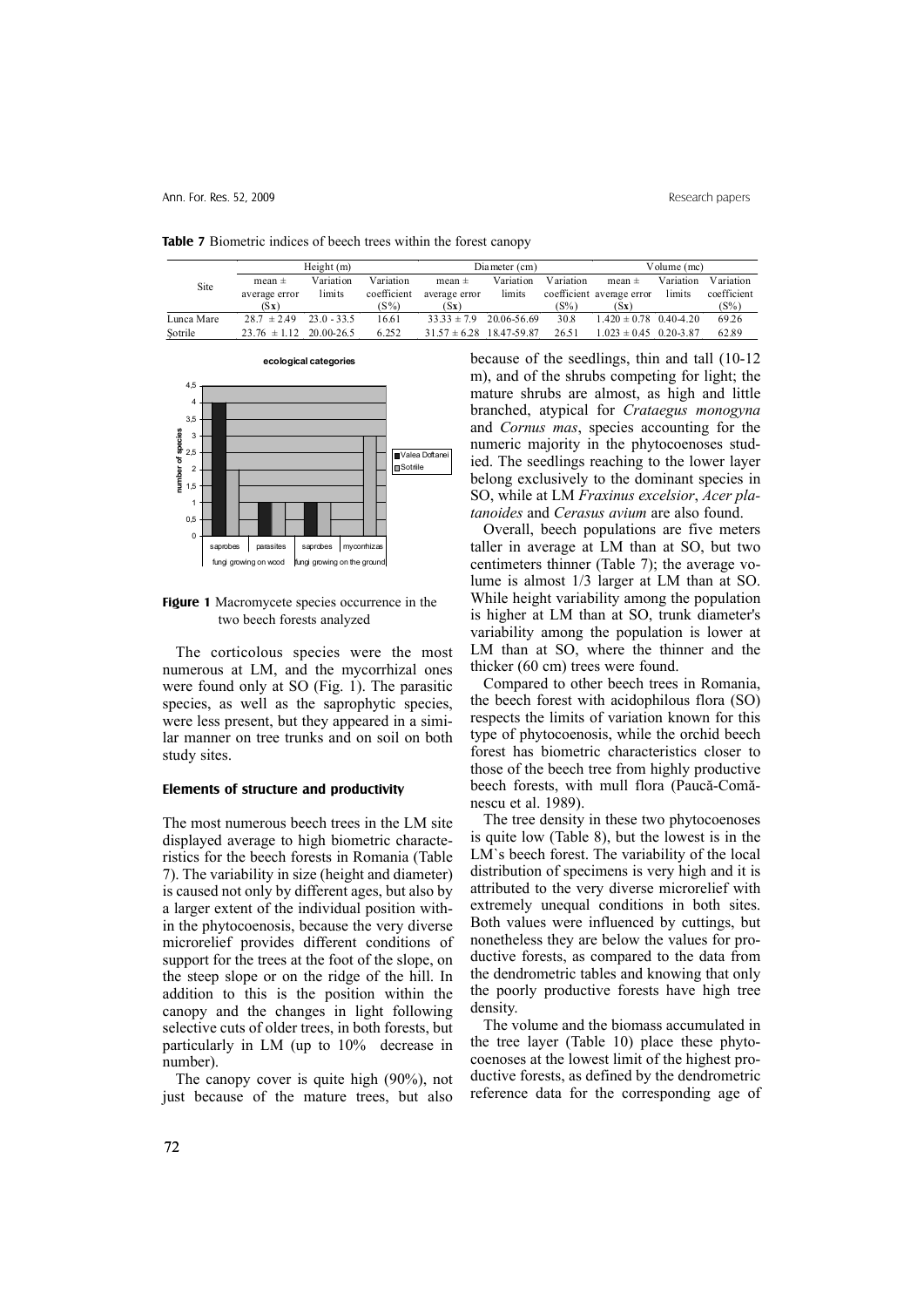**Table 7** Biometric indices of beech trees within the forest canopy

| Site | Height (m) | | | Diameter (cm) | | | Volume (mc) | | |
|---|---|---|---|---|---|---|---|---|---|
| | mean ± average error (Sx) | Variation limits | Variation coefficient (S%) | mean ± average error (Sx) | Variation limits | Variation coefficient (S%) | mean ± average error (Sx) | Variation limits | Variation coefficient (S%) |
| Lunca Mare | 28.7 ± 2.49 | 23.0 - 33.5 | 16.61 | 33.33 ± 7.9 | 20.06-56.69 | 30.8 | 1.420 ± 0.78 | 0.40-4.20 | 69.26 |
| Şotrile | 23.76 ± 1.12 | 20.00-26.5 | 6.252 | 31.57 ± 6.28 | 18.47-59.87 | 26.51 | 1.023 ± 0.45 | 0.20-3.87 | 62.89 |

**Figure 1** Macromycete species occurrence in the two beech forests analyzed

The corticolous species were the most numerous at LM, and the mycorrhizal ones were found only at SO (Fig. 1). The parasitic species, as well as the saprophytic species, were less present, but they appeared in a similar manner on tree trunks and on soil on both study sites.

#### Elements of structure and productivity

The most numerous beech trees in the LM site displayed average to high biometric characteristics for the beech forests in Romania (Table 7). The variability in size (height and diameter) is caused not only by different ages, but also by a larger extent of the individual position within the phytocoenosis, because the very diverse microrelief provides different conditions of support for the trees at the foot of the slope, on the steep slope or on the ridge of the hill. In addition to this is the position within the canopy and the changes in light following selective cuts of older trees, in both forests, but particularly in LM (up to 10% decrease in number).

The canopy cover is quite high (90%), not just because of the mature trees, but also because of the seedlings, thin and tall (10-12 m), and of the shrubs competing for light; the mature shrubs are almost, as high and little branched, atypical for *Crataegus monogyna* and *Cornus mas*, species accounting for the numeric majority in the phytocoenoses studied. The seedlings reaching to the lower layer belong exclusively to the dominant species in SO, while at LM *Fraxinus excelsior*, *Acer platanoides* and *Cerasus avium* are also found.

Overall, beech populations are five meters taller in average at LM than at SO, but two centimeters thinner (Table 7); the average volume is almost 1/3 larger at LM than at SO. While height variability among the population is higher at LM than at SO, trunk diameter's variability among the population is lower at LM than at SO, where the thinner and the thicker (60 cm) trees were found.

Compared to other beech trees in Romania, the beech forest with acidophilous flora (SO) respects the limits of variation known for this type of phytocoenosis, while the orchid beech forest has biometric characteristics closer to those of the beech tree from highly productive beech forests, with mull flora (Paucă-Comănescu et al. 1989).

The tree density in these two phytocoenoses is quite low (Table 8), but the lowest is in the LM`s beech forest. The variability of the local distribution of specimens is very high and it is attributed to the very diverse microrelief with extremely unequal conditions in both sites. Both values were influenced by cuttings, but nonetheless they are below the values for productive forests, as compared to the data from the dendrometric tables and knowing that only the poorly productive forests have high tree density.

The volume and the biomass accumulated in the tree layer (Table 10) place these phytocoenoses at the lowest limit of the highest productive forests, as defined by the dendrometric reference data for the corresponding age of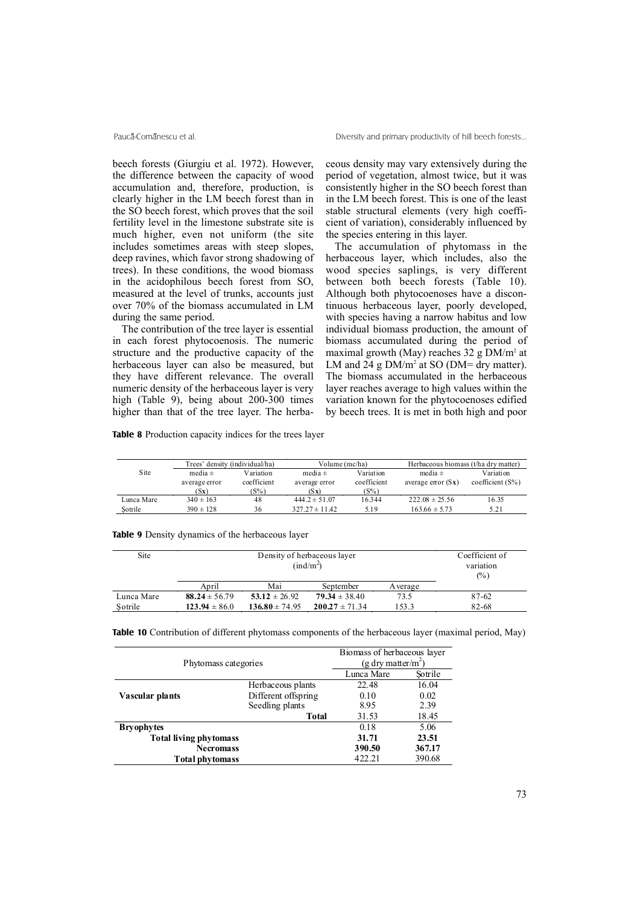beech forests (Giurgiu et al. 1972). However, the difference between the capacity of wood accumulation and, therefore, production, is clearly higher in the LM beech forest than in the SO beech forest, which proves that the soil fertility level in the limestone substrate site is much higher, even not uniform (the site includes sometimes areas with steep slopes, deep ravines, which favor strong shadowing of trees). In these conditions, the wood biomass in the acidophilous beech forest from SO, measured at the level of trunks, accounts just over 70% of the biomass accumulated in LM during the same period.

The contribution of the tree layer is essential in each forest phytocoenosis. The numeric structure and the productive capacity of the herbaceous layer can also be measured, but they have different relevance. The overall numeric density of the herbaceous layer is very high (Table 9), being about 200-300 times higher than that of the tree layer. The herbaceous density may vary extensively during the period of vegetation, almost twice, but it was consistently higher in the SO beech forest than in the LM beech forest. This is one of the least stable structural elements (very high coefficient of variation), considerably influenced by the species entering in this layer.

The accumulation of phytomass in the herbaceous layer, which includes, also the wood species saplings, is very different between both beech forests (Table 10). Although both phytocoenoses have a discontinuous herbaceous layer, poorly developed, with species having a narrow habitus and low individual biomass production, the amount of biomass accumulated during the period of maximal growth (May) reaches 32 g DM/m$^2$ at LM and 24 g DM/m$^2$ at SO (DM= dry matter). The biomass accumulated in the herbaceous layer reaches average to high values within the variation known for the phytocoenoses edified by beech trees. It is met in both high and poor

**Table 8** Production capacity indices for the trees layer

| Site | Trees' density (individual/ha) | | Volume (mc/ha) | | Herbaceous biomass (t/ha dry matter) | |
|---|---|---|---|---|---|---|
| | media ± average error (Sx) | Variation coefficient (S%) | media ± average error (Sx) | Variation coefficient (S%) | media ± average error (Sx) | Variation coefficient (S%) |
| Lunca Mare | 340 ± 163 | 48 | 444.2 ± 51.07 | 16.344 | 222.08 ± 25.56 | 16.35 |
| Şotrile | 390 ± 128 | 36 | 327.27 ± 11.42 | 5.19 | 163.66 ± 5.73 | 5.21 |

**Table 9** Density dynamics of the herbaceous layer

| Site | Density of herbaceous layer (ind/m$^2$) | | | | Coefficient of variation (%) |
|---|---|---|---|---|---|
| | April | Mai | September | Average | |
| Lunca Mare | **88.24** ± 56.79 | **53.12** ± 26.92 | **79.34** ± 38.40 | 73.5 | 87-62 |
| Şotrile | **123.94** ± 86.0 | **136.80** ± 74.95 | **200.27** ± 71.34 | 153.3 | 82-68 |

**Table 10** Contribution of different phytomass components of the herbaceous layer (maximal period, May)

| Phytomass categories | | Biomass of herbaceous layer (g dry matter/m$^2$) | |
|---|---|---|---|
| | | Lunca Mare | Şotrile |
| **Vascular plants** | Herbaceous plants | 22.48 | 16.04 |
| | Different offspring | 0.10 | 0.02 |
| | Seedling plants | 8.95 | 2.39 |
| | **Total** | 31.53 | 18.45 |
| **Bryophytes** | | 0.18 | 5.06 |
| **Total living phytomass** | | **31.71** | **23.51** |
| **Necromass** | | **390.50** | **367.17** |
| **Total phytomass** | | 422.21 | 390.68 |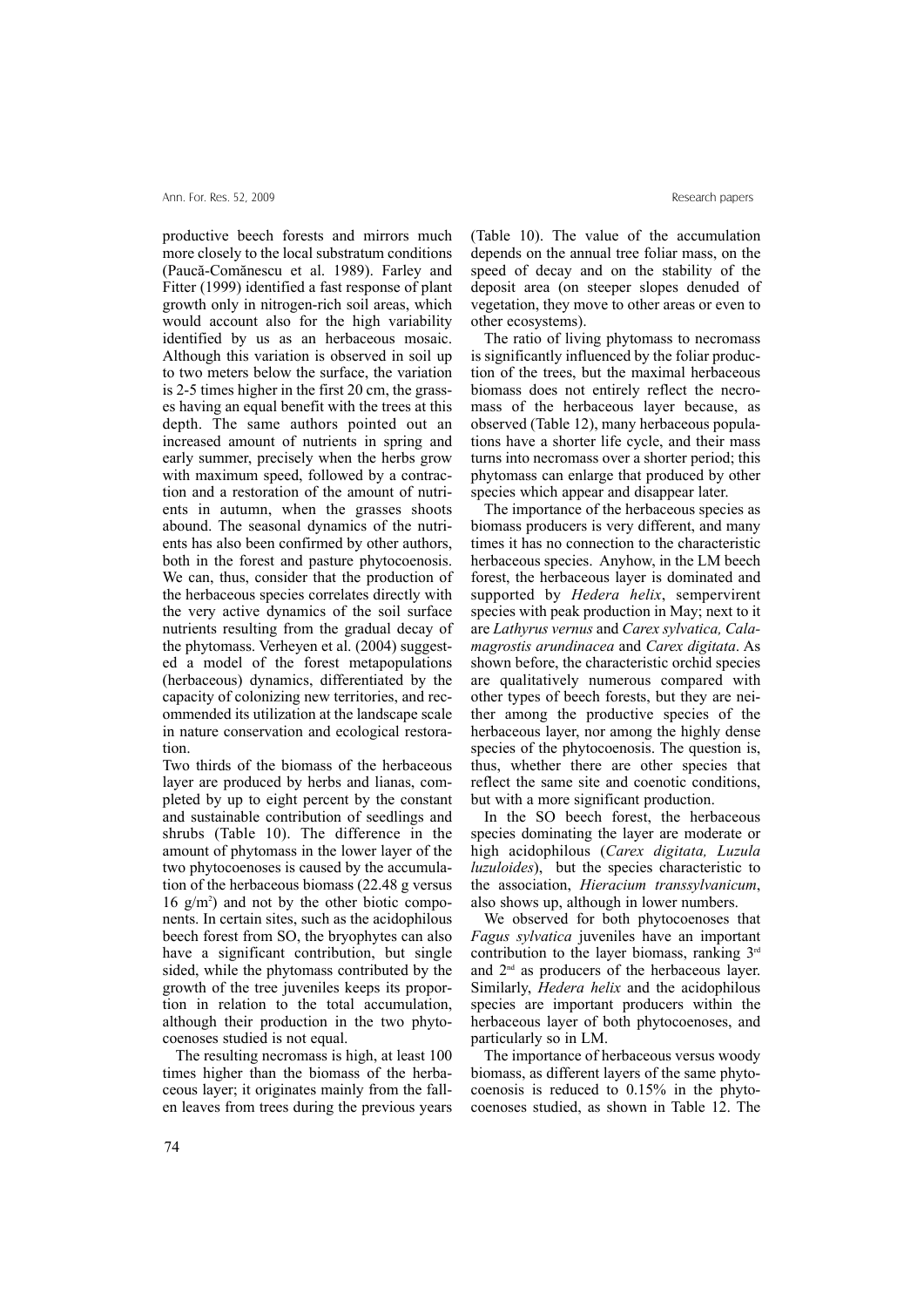productive beech forests and mirrors much more closely to the local substratum conditions (Paucă-Comănescu et al. 1989). Farley and Fitter (1999) identified a fast response of plant growth only in nitrogen-rich soil areas, which would account also for the high variability identified by us as an herbaceous mosaic. Although this variation is observed in soil up to two meters below the surface, the variation is 2-5 times higher in the first 20 cm, the grasses having an equal benefit with the trees at this depth. The same authors pointed out an increased amount of nutrients in spring and early summer, precisely when the herbs grow with maximum speed, followed by a contraction and a restoration of the amount of nutrients in autumn, when the grasses shoots abound. The seasonal dynamics of the nutrients has also been confirmed by other authors, both in the forest and pasture phytocoenosis. We can, thus, consider that the production of the herbaceous species correlates directly with the very active dynamics of the soil surface nutrients resulting from the gradual decay of the phytomass. Verheyen et al. (2004) suggested a model of the forest metapopulations (herbaceous) dynamics, differentiated by the capacity of colonizing new territories, and recommended its utilization at the landscape scale in nature conservation and ecological restoration.

Two thirds of the biomass of the herbaceous layer are produced by herbs and lianas, completed by up to eight percent by the constant and sustainable contribution of seedlings and shrubs (Table 10). The difference in the amount of phytomass in the lower layer of the two phytocoenoses is caused by the accumulation of the herbaceous biomass (22.48 g versus 16 g/m$^2$) and not by the other biotic components. In certain sites, such as the acidophilous beech forest from SO, the bryophytes can also have a significant contribution, but single sided, while the phytomass contributed by the growth of the tree juveniles keeps its proportion in relation to the total accumulation, although their production in the two phytocoenoses studied is not equal.

The resulting necromass is high, at least 100 times higher than the biomass of the herbaceous layer; it originates mainly from the fallen leaves from trees during the previous years (Table 10). The value of the accumulation depends on the annual tree foliar mass, on the speed of decay and on the stability of the deposit area (on steeper slopes denuded of vegetation, they move to other areas or even to other ecosystems).

The ratio of living phytomass to necromass is significantly influenced by the foliar production of the trees, but the maximal herbaceous biomass does not entirely reflect the necromass of the herbaceous layer because, as observed (Table 12), many herbaceous populations have a shorter life cycle, and their mass turns into necromass over a shorter period; this phytomass can enlarge that produced by other species which appear and disappear later.

The importance of the herbaceous species as biomass producers is very different, and many times it has no connection to the characteristic herbaceous species. Anyhow, in the LM beech forest, the herbaceous layer is dominated and supported by *Hedera helix*, sempervirent species with peak production in May; next to it are *Lathyrus vernus* and *Carex sylvatica, Calamagrostis arundinacea* and *Carex digitata*. As shown before, the characteristic orchid species are qualitatively numerous compared with other types of beech forests, but they are neither among the productive species of the herbaceous layer, nor among the highly dense species of the phytocoenosis. The question is, thus, whether there are other species that reflect the same site and coenotic conditions, but with a more significant production.

In the SO beech forest, the herbaceous species dominating the layer are moderate or high acidophilous (*Carex digitata, Luzula luzuloides*), but the species characteristic to the association, *Hieracium transsylvanicum*, also shows up, although in lower numbers.

We observed for both phytocoenoses that *Fagus sylvatica* juveniles have an important contribution to the layer biomass, ranking 3$^{rd}$ and 2$^{nd}$ as producers of the herbaceous layer. Similarly, *Hedera helix* and the acidophilous species are important producers within the herbaceous layer of both phytocoenoses, and particularly so in LM.

The importance of herbaceous versus woody biomass, as different layers of the same phytocoenosis is reduced to 0.15% in the phytocoenoses studied, as shown in Table 12. The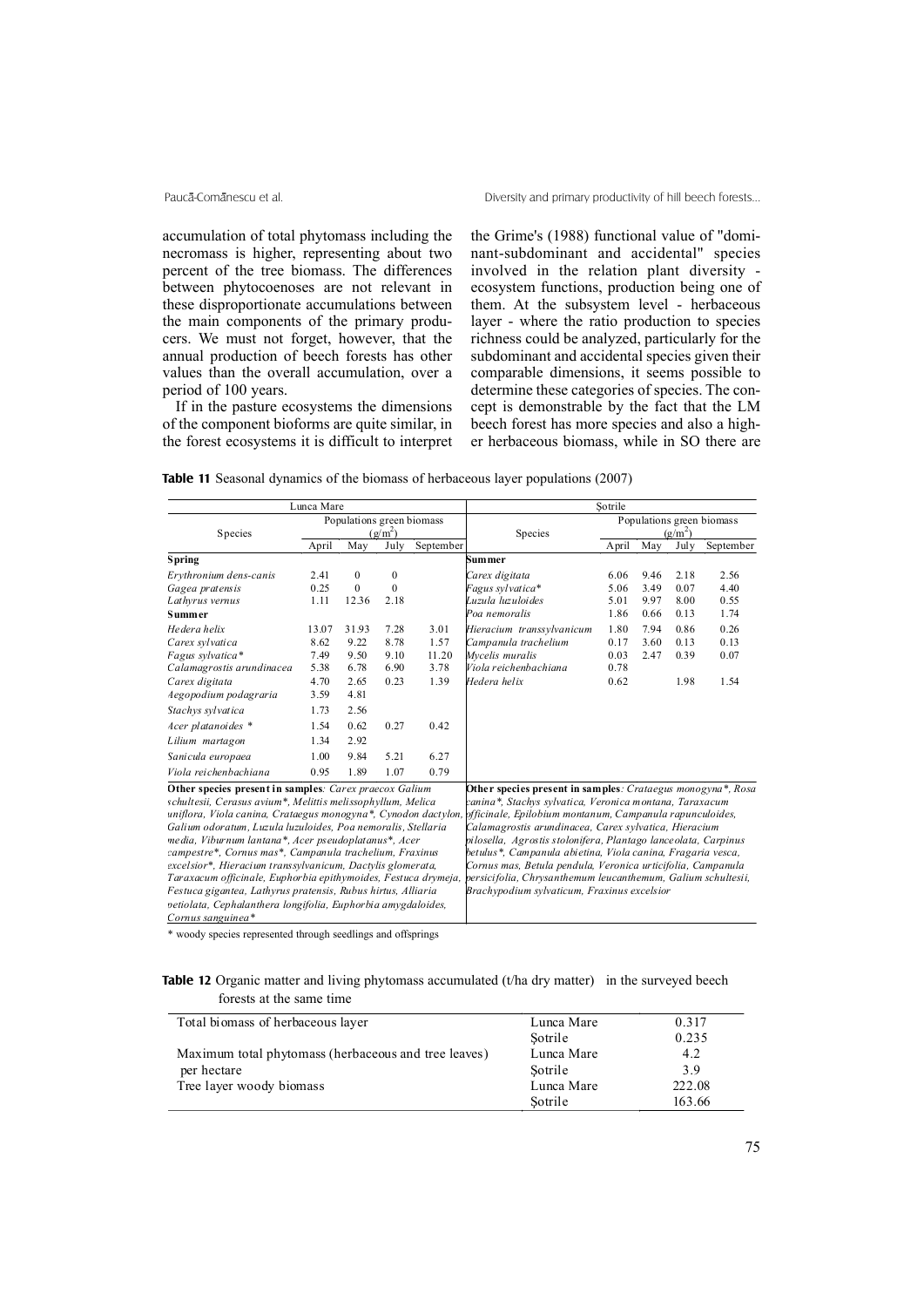accumulation of total phytomass including the necromass is higher, representing about two percent of the tree biomass. The differences between phytocoenoses are not relevant in these disproportionate accumulations between the main components of the primary producers. We must not forget, however, that the annual production of beech forests has other values than the overall accumulation, over a period of 100 years.

If in the pasture ecosystems the dimensions of the component bioforms are quite similar, in the forest ecosystems it is difficult to interpret the Grime's (1988) functional value of "dominant-subdominant and accidental" species involved in the relation plant diversity - ecosystem functions, production being one of them. At the subsystem level - herbaceous layer - where the ratio production to species richness could be analyzed, particularly for the subdominant and accidental species given their comparable dimensions, it seems possible to determine these categories of species. The concept is demonstrable by the fact that the LM beech forest has more species and also a higher herbaceous biomass, while in SO there are

**Table 11** Seasonal dynamics of the biomass of herbaceous layer populations (2007)

| Lunca Mare | | | | | Şotrile | | | | |
|---|---|---|---|---|---|---|---|---|---|
| Species | Populations green biomass ($g/m^2$) | | | | Species | Populations green biomass ($g/m^2$) | | | |
| | April | May | July | September | | April | May | July | September |
| **Spring** | | | | | **Summer** | | | | |
| *Erythronium dens-canis* | 2.41 | 0 | 0 | | *Carex digitata* | 6.06 | 9.46 | 2.18 | 2.56 |
| *Gagea pratensis* | 0.25 | 0 | 0 | | *Fagus sylvatica** | 5.06 | 3.49 | 0.07 | 4.40 |
| *Lathyrus vernus* | 1.11 | 12.36 | 2.18 | | *Luzula luzuloides* | 5.01 | 9.97 | 8.00 | 0.55 |
| **Summer** | | | | | *Poa nemoralis* | 1.86 | 0.66 | 0.13 | 1.74 |
| *Hedera helix* | 13.07 | 31.93 | 7.28 | 3.01 | *Hieracium transsylvanicum* | 1.80 | 7.94 | 0.86 | 0.26 |
| *Carex sylvatica* | 8.62 | 9.22 | 8.78 | 1.57 | *Campanula trachelium* | 0.17 | 3.60 | 0.13 | 0.13 |
| *Fagus sylvatica** | 7.49 | 9.50 | 9.10 | 11.20 | *Mycelis muralis* | 0.03 | 2.47 | 0.39 | 0.07 |
| *Calamagrostis arundinacea* | 5.38 | 6.78 | 6.90 | 3.78 | *Viola reichenbachiana* | 0.78 | | | |
| *Carex digitata* | 4.70 | 2.65 | 0.23 | 1.39 | *Hedera helix* | 0.62 | | 1.98 | 1.54 |
| *Aegopodium podagraria* | 3.59 | 4.81 | | | | | | | |
| *Stachys sylvatica* | 1.73 | 2.56 | | | | | | | |
| *Acer platanoides* * | 1.54 | 0.62 | 0.27 | 0.42 | | | | | |
| *Lilium martagon* | 1.34 | 2.92 | | | | | | | |
| *Sanicula europaea* | 1.00 | 9.84 | 5.21 | 6.27 | | | | | |
| *Viola reichenbachiana* | 0.95 | 1.89 | 1.07 | 0.79 | | | | | |
| **Other species present in samples**: *Carex praecox Galium schultesii, Cerasus avium*, Melittis melissophyllum, Melica uniflora, Viola canina, Crataegus monogyna*, Cynodon dactylon, Galium odoratum, Luzula luzuloides, Poa nemoralis, Stellaria media, Viburnum lantana*, Acer pseudoplatanus*, Acer campestre*, Cornus mas*, Campanula trachelium, Fraxinus excelsior*, Hieracium transsylvanicum, Dactylis glomerata, Taraxacum officinale, Euphorbia epithymoides, Festuca drymeja, Festuca gigantea, Lathyrus pratensis, Rubus hirtus, Alliaria petiolata, Cephalanthera longifolia, Euphorbia amygdaloides, Cornus sanguinea** | | | | | **Other species present in samples**: *Crataegus monogyna*, Rosa canina*, Stachys sylvatica, Veronica montana, Taraxacum officinale, Epilobium montanum, Campanula rapunculoides, Calamagrostis arundinacea, Carex sylvatica, Hieracium pilosella, Agrostis stolonifera, Plantago lanceolata, Carpinus betulus*, Campanula abietina, Viola canina, Fragaria vesca, Cornus mas, Betula pendula, Veronica urticifolia, Campanula persicifolia, Chrysanthemum leucanthemum, Galium schultesii, Brachypodium sylvaticum, Fraxinus excelsior* | | | | |

\* woody species represented through seedlings and offsprings

**Table 12** Organic matter and living phytomass accumulated (t/ha dry matter) in the surveyed beech forests at the same time

| | | |
|---|---|---|
| Total biomass of herbaceous layer | Lunca Mare | 0.317 |
| | Şotrile | 0.235 |
| Maximum total phytomass (herbaceous and tree leaves) per hectare | Lunca Mare | 4.2 |
| | Şotrile | 3.9 |
| Tree layer woody biomass | Lunca Mare | 222.08 |
| | Şotrile | 163.66 |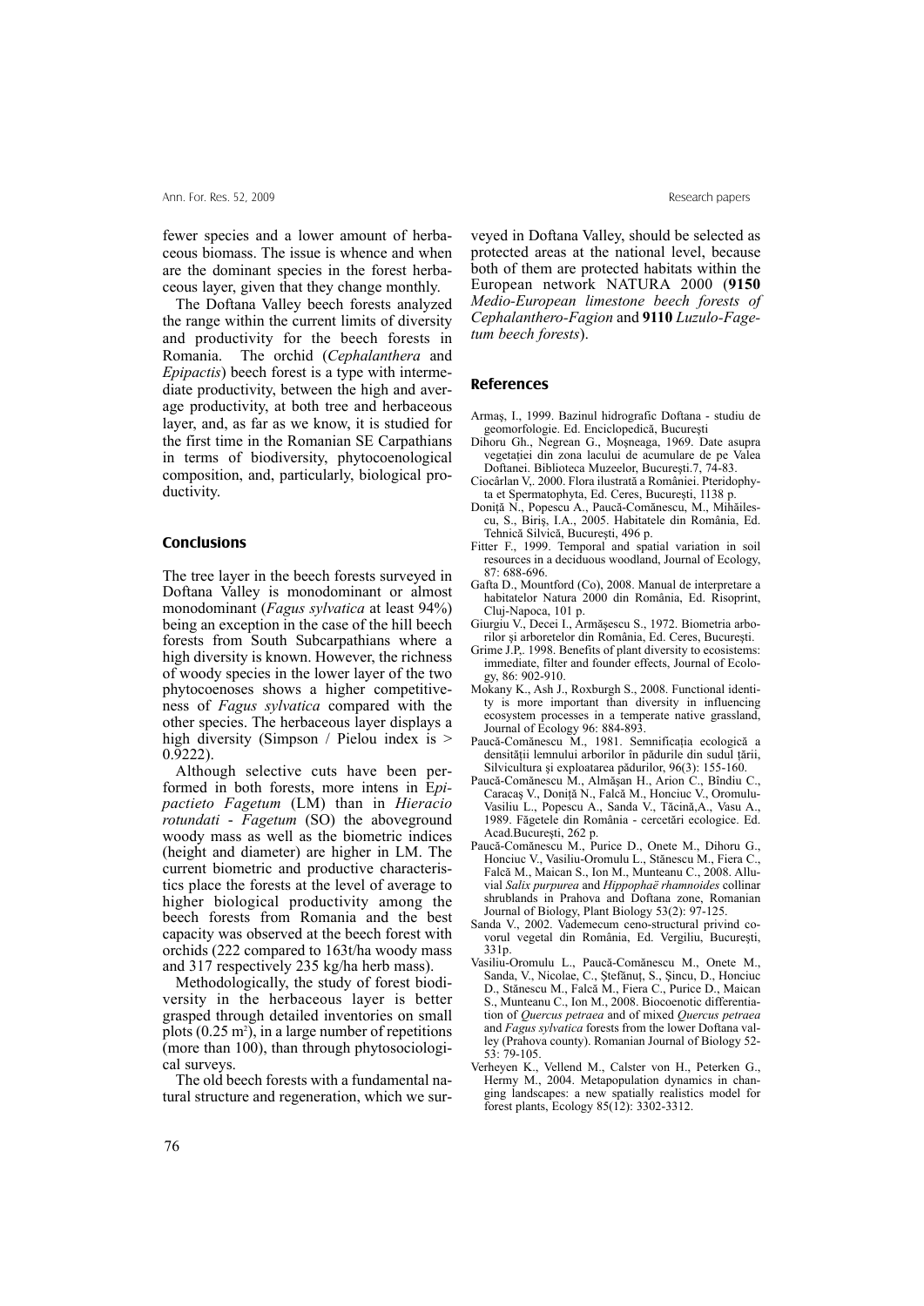fewer species and a lower amount of herbaceous biomass. The issue is whence and when are the dominant species in the forest herbaceous layer, given that they change monthly.

The Doftana Valley beech forests analyzed the range within the current limits of diversity and productivity for the beech forests in Romania. The orchid (*Cephalanthera* and *Epipactis*) beech forest is a type with intermediate productivity, between the high and average productivity, at both tree and herbaceous layer, and, as far as we know, it is studied for the first time in the Romanian SE Carpathians in terms of biodiversity, phytocoenological composition, and, particularly, biological productivity.

## Conclusions

The tree layer in the beech forests surveyed in Doftana Valley is monodominant or almost monodominant (*Fagus sylvatica* at least 94%) being an exception in the case of the hill beech forests from South Subcarpathians where a high diversity is known. However, the richness of woody species in the lower layer of the two phytocoenoses shows a higher competitiveness of *Fagus sylvatica* compared with the other species. The herbaceous layer displays a high diversity (Simpson / Pielou index is > 0.9222).

Although selective cuts have been performed in both forests, more intens in E*pipactieto Fagetum* (LM) than in *Hieracio rotundati* - *Fagetum* (SO) the aboveground woody mass as well as the biometric indices (height and diameter) are higher in LM. The current biometric and productive characteristics place the forests at the level of average to higher biological productivity among the beech forests from Romania and the best capacity was observed at the beech forest with orchids (222 compared to 163t/ha woody mass and 317 respectively 235 kg/ha herb mass).

Methodologically, the study of forest biodiversity in the herbaceous layer is better grasped through detailed inventories on small plots (0.25 $m^2$), in a large number of repetitions (more than 100), than through phytosociological surveys.

The old beech forests with a fundamental natural structure and regeneration, which we surveyed in Doftana Valley, should be selected as protected areas at the national level, because both of them are protected habitats within the European network NATURA 2000 (**9150** *Medio-European limestone beech forests of Cephalanthero-Fagion* and **9110** *Luzulo-Fagetum beech forests*).

## References

Armaş, I., 1999. Bazinul hidrografic Doftana - studiu de geomorfologie. Ed. Enciclopedică, Bucureşti

Dihoru Gh., Negrean G., Moşneaga, 1969. Date asupra vegetaţiei din zona lacului de acumulare de pe Valea Doftanei. Biblioteca Muzeelor, Bucureşti.7, 74-83.

Ciocârlan V,. 2000. Flora ilustrată a României. Pteridophyta et Spermatophyta, Ed. Ceres, Bucureşti, 1138 p.

Doniţă N., Popescu A., Paucă-Comănescu, M., Mihăilescu, S., Biriş, I.A., 2005. Habitatele din România, Ed. Tehnică Silvică, Bucureşti, 496 p.

Fitter F., 1999. Temporal and spatial variation in soil resources in a deciduous woodland, Journal of Ecology, 87: 688-696.

Gafta D., Mountford (Co), 2008. Manual de interpretare a habitatelor Natura 2000 din România, Ed. Risoprint, Cluj-Napoca, 101 p.

Giurgiu V., Decei I., Armăşescu S., 1972. Biometria arborilor şi arboretelor din România, Ed. Ceres, Bucureşti.

Grime J.P,. 1998. Benefits of plant diversity to ecosystems: immediate, filter and founder effects, Journal of Ecology, 86: 902-910.

Mokany K., Ash J., Roxburgh S., 2008. Functional identity is more important than diversity in influencing ecosystem processes in a temperate native grassland, Journal of Ecology 96: 884-893.

Paucă-Comănescu M., 1981. Semnificaţia ecologică a densităţii lemnului arborilor în pădurile din sudul ţării, Silvicultura şi exploatarea pădurilor, 96(3): 155-160.

Paucă-Comănescu M., Almăşan H., Arion C., Bîndiu C., Caracaş V., Doniţă N., Falcă M., Honciuc V., Oromulu-Vasiliu L., Popescu A., Sanda V., Tăcină,A., Vasu A., 1989. Făgetele din România - cercetări ecologice. Ed. Acad.Bucureşti, 262 p.

Paucă-Comănescu M., Purice D., Onete M., Dihoru G., Honciuc V., Vasiliu-Oromulu L., Stănescu M., Fiera C., Falcă M., Maican S., Ion M., Munteanu C., 2008. Alluvial *Salix purpurea* and *Hippophaë rhamnoides* collinar shrublands in Prahova and Doftana zone, Romanian Journal of Biology, Plant Biology 53(2): 97-125.

Sanda V., 2002. Vademecum ceno-structural privind covorul vegetal din România, Ed. Vergiliu, Bucureşti, 331p.

Vasiliu-Oromulu L., Paucă-Comănescu M., Onete M., Sanda, V., Nicolae, C., Ştefănuţ, S., Şincu, D., Honciuc D., Stănescu M., Falcă M., Fiera C., Purice D., Maican S., Munteanu C., Ion M., 2008. Biocoenotic differentiation of *Quercus petraea* and of mixed *Quercus petraea* and *Fagus sylvatica* forests from the lower Doftana valley (Prahova county). Romanian Journal of Biology 52-53: 79-105.

Verheyen K., Vellend M., Calster von H., Peterken G., Hermy M., 2004. Metapopulation dynamics in changing landscapes: a new spatially realistics model for forest plants, Ecology 85(12): 3302-3312.